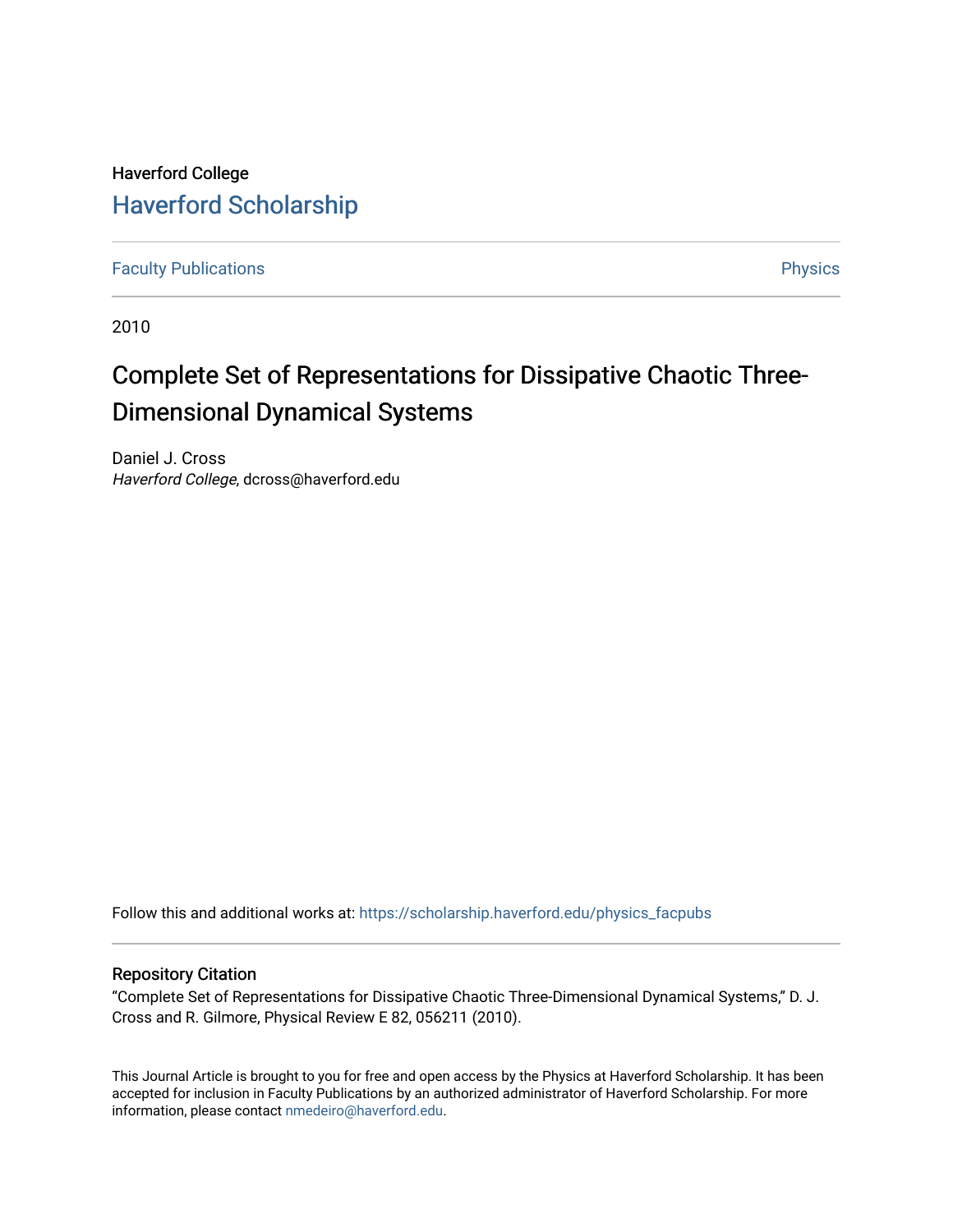Haverford College

# Haverford Scholarship

Faculty Publications

Physics

2010

## Complete Set of Representations for Dissipative Chaotic Three-Dimensional Dynamical Systems

Daniel J. Cross
*Haverford College*, dcross@haverford.edu

Follow this and additional works at: https://scholarship.haverford.edu/physics_facpubs

### Repository Citation

"Complete Set of Representations for Dissipative Chaotic Three-Dimensional Dynamical Systems," D. J. Cross and R. Gilmore, Physical Review E 82, 056211 (2010).

This Journal Article is brought to you for free and open access by the Physics at Haverford Scholarship. It has been accepted for inclusion in Faculty Publications by an authorized administrator of Haverford Scholarship. For more information, please contact nmedeiro@haverford.edu.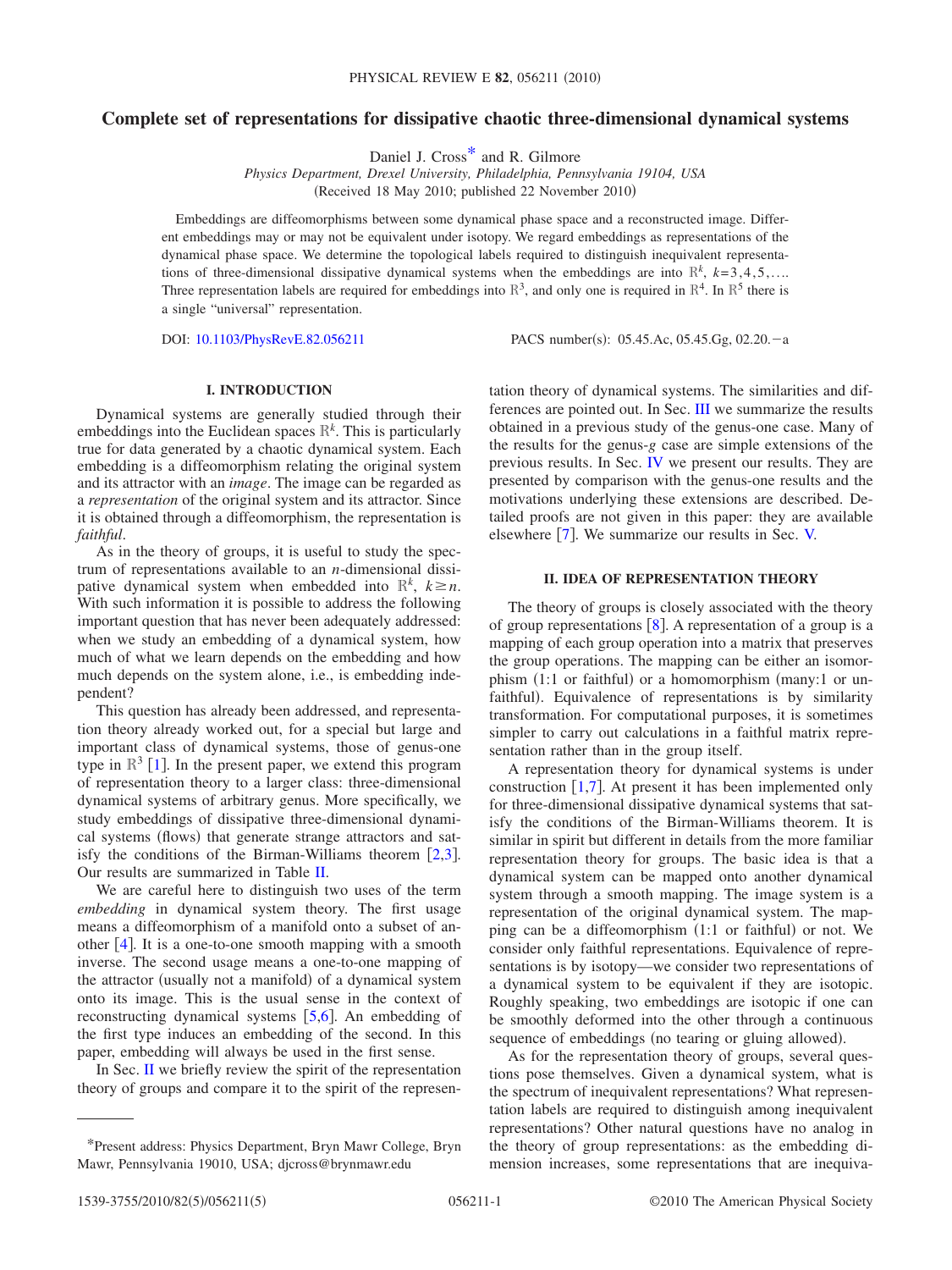# Complete set of representations for dissipative chaotic three-dimensional dynamical systems

Daniel J. Cross[*] and R. Gilmore

*Physics Department, Drexel University, Philadelphia, Pennsylvania 19104, USA*

(Received 18 May 2010; published 22 November 2010)

Embeddings are diffeomorphisms between some dynamical phase space and a reconstructed image. Different embeddings may or may not be equivalent under isotopy. We regard embeddings as representations of the dynamical phase space. We determine the topological labels required to distinguish inequivalent representations of three-dimensional dissipative dynamical systems when the embeddings are into $\mathbb{R}^k$, $k=3,4,5,\ldots$. Three representation labels are required for embeddings into $\mathbb{R}^3$, and only one is required in $\mathbb{R}^4$. In $\mathbb{R}^5$ there is a single "universal" representation.

DOI: 10.1103/PhysRevE.82.056211 PACS number(s): 05.45.Ac, 05.45.Gg, 02.20.−a

## I. INTRODUCTION

Dynamical systems are generally studied through their embeddings into the Euclidean spaces $\mathbb{R}^k$. This is particularly true for data generated by a chaotic dynamical system. Each embedding is a diffeomorphism relating the original system and its attractor with an *image*. The image can be regarded as a *representation* of the original system and its attractor. Since it is obtained through a diffeomorphism, the representation is *faithful*.

As in the theory of groups, it is useful to study the spectrum of representations available to an $n$-dimensional dissipative dynamical system when embedded into $\mathbb{R}^k$, $k \geq n$. With such information it is possible to address the following important question that has never been adequately addressed: when we study an embedding of a dynamical system, how much of what we learn depends on the embedding and how much depends on the system alone, i.e., is embedding independent?

This question has already been addressed, and representation theory already worked out, for a special but large and important class of dynamical systems, those of genus-one type in $\mathbb{R}^3$ [1]. In the present paper, we extend this program of representation theory to a larger class: three-dimensional dynamical systems of arbitrary genus. More specifically, we study embeddings of dissipative three-dimensional dynamical systems (flows) that generate strange attractors and satisfy the conditions of the Birman-Williams theorem [2,3]. Our results are summarized in Table II.

We are careful here to distinguish two uses of the term *embedding* in dynamical system theory. The first usage means a diffeomorphism of a manifold onto a subset of another [4]. It is a one-to-one smooth mapping with a smooth inverse. The second usage means a one-to-one mapping of the attractor (usually not a manifold) of a dynamical system onto its image. This is the usual sense in the context of reconstructing dynamical systems [5,6]. An embedding of the first type induces an embedding of the second. In this paper, embedding will always be used in the first sense.

In Sec. II we briefly review the spirit of the representation theory of groups and compare it to the spirit of the representation theory of dynamical systems. The similarities and differences are pointed out. In Sec. III we summarize the results obtained in a previous study of the genus-one case. Many of the results for the genus-$g$ case are simple extensions of the previous results. In Sec. IV we present our results. They are presented by comparison with the genus-one results and the motivations underlying these extensions are described. Detailed proofs are not given in this paper: they are available elsewhere [7]. We summarize our results in Sec. V.

## II. IDEA OF REPRESENTATION THEORY

The theory of groups is closely associated with the theory of group representations [8]. A representation of a group is a mapping of each group operation into a matrix that preserves the group operations. The mapping can be either an isomorphism (1:1 or faithful) or a homomorphism (many:1 or unfaithful). Equivalence of representations is by similarity transformation. For computational purposes, it is sometimes simpler to carry out calculations in a faithful matrix representation rather than in the group itself.

A representation theory for dynamical systems is under construction [1,7]. At present it has been implemented only for three-dimensional dissipative dynamical systems that satisfy the conditions of the Birman-Williams theorem. It is similar in spirit but different in details from the more familiar representation theory for groups. The basic idea is that a dynamical system can be mapped onto another dynamical system through a smooth mapping. The image system is a representation of the original dynamical system. The mapping can be a diffeomorphism (1:1 or faithful) or not. We consider only faithful representations. Equivalence of representations is by isotopy—we consider two representations of a dynamical system to be equivalent if they are isotopic. Roughly speaking, two embeddings are isotopic if one can be smoothly deformed into the other through a continuous sequence of embeddings (no tearing or gluing allowed).

As for the representation theory of groups, several questions pose themselves. Given a dynamical system, what is the spectrum of inequivalent representations? What representation labels are required to distinguish among inequivalent representations? Other natural questions have no analog in the theory of group representations: as the embedding dimension increases, some representations that are inequiva-

[*] Present address: Physics Department, Bryn Mawr College, Bryn Mawr, Pennsylvania 19010, USA; djcross@brynmawr.edu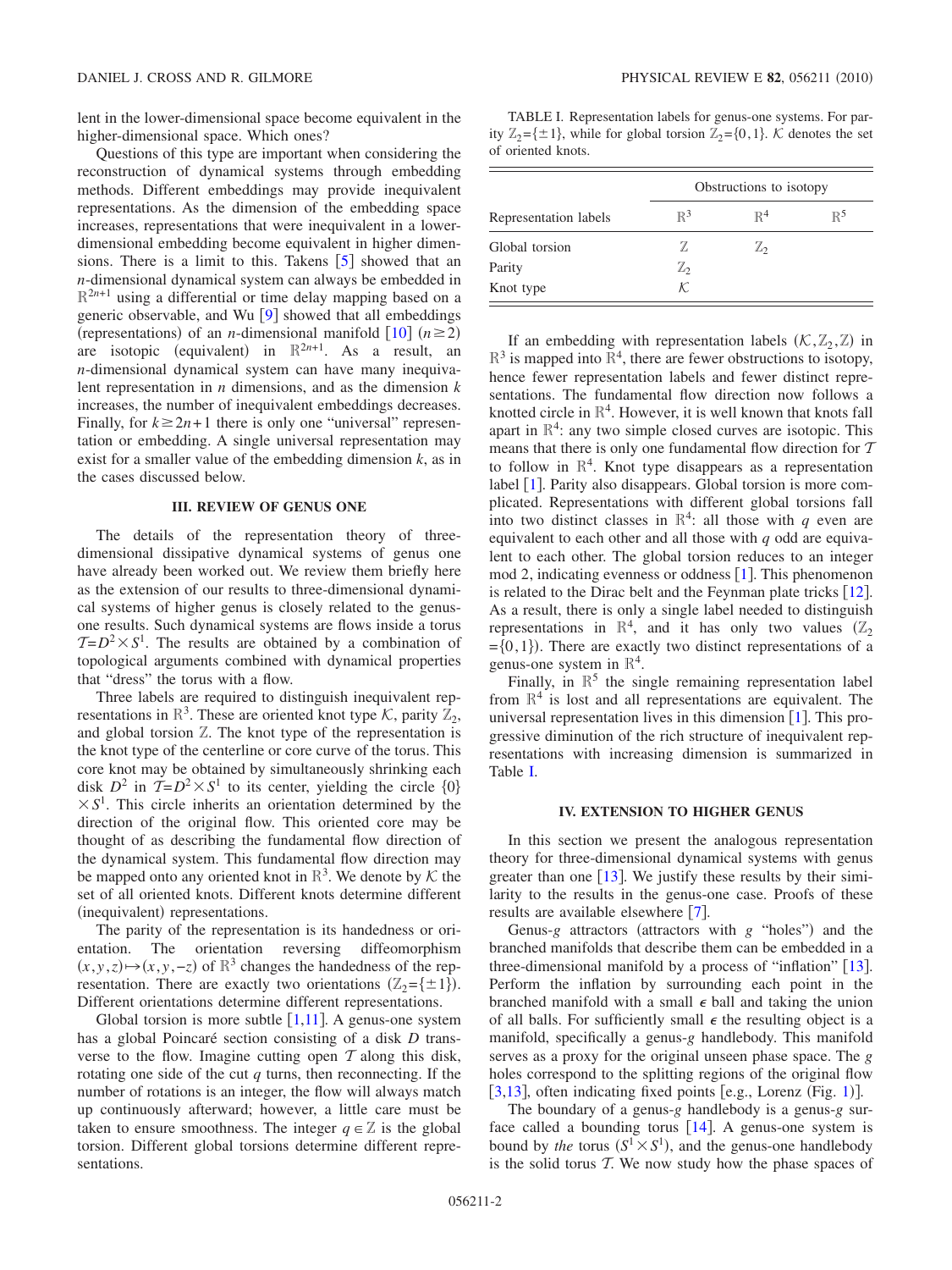lent in the lower-dimensional space become equivalent in the higher-dimensional space. Which ones?

Questions of this type are important when considering the reconstruction of dynamical systems through embedding methods. Different embeddings may provide inequivalent representations. As the dimension of the embedding space increases, representations that were inequivalent in a lower-dimensional embedding become equivalent in higher dimensions. There is a limit to this. Takens [5] showed that an $n$-dimensional dynamical system can always be embedded in $\mathbb{R}^{2n+1}$ using a differential or time delay mapping based on a generic observable, and Wu [9] showed that all embeddings (representations) of an $n$-dimensional manifold [10] ($n \geq 2$) are isotopic (equivalent) in $\mathbb{R}^{2n+1}$. As a result, an $n$-dimensional dynamical system can have many inequivalent representation in $n$ dimensions, and as the dimension $k$ increases, the number of inequivalent embeddings decreases. Finally, for $k \geq 2n+1$ there is only one "universal" representation or embedding. A single universal representation may exist for a smaller value of the embedding dimension $k$, as in the cases discussed below.

### III. REVIEW OF GENUS ONE

The details of the representation theory of three-dimensional dissipative dynamical systems of genus one have already been worked out. We review them briefly here as the extension of our results to three-dimensional dynamical systems of higher genus is closely related to the genus-one results. Such dynamical systems are flows inside a torus $\mathcal{T}=D^2 \times S^1$. The results are obtained by a combination of topological arguments combined with dynamical properties that "dress" the torus with a flow.

Three labels are required to distinguish inequivalent representations in $\mathbb{R}^3$. These are oriented knot type $\mathcal{K}$, parity $\mathbb{Z}_2$, and global torsion $\mathbb{Z}$. The knot type of the representation is the knot type of the centerline or core curve of the torus. This core knot may be obtained by simultaneously shrinking each disk $D^2$ in $\mathcal{T}=D^2 \times S^1$ to its center, yielding the circle $\{0\} \times S^1$. This circle inherits an orientation determined by the direction of the original flow. This oriented core may be thought of as describing the fundamental flow direction of the dynamical system. This fundamental flow direction may be mapped onto any oriented knot in $\mathbb{R}^3$. We denote by $\mathcal{K}$ the set of all oriented knots. Different knots determine different (inequivalent) representations.

The parity of the representation is its handedness or orientation. The orientation reversing diffeomorphism $(x,y,z) \mapsto (x,y,-z)$ of $\mathbb{R}^3$ changes the handedness of the representation. There are exactly two orientations ($\mathbb{Z}_2=\{\pm 1\}$). Different orientations determine different representations.

Global torsion is more subtle [1,11]. A genus-one system has a global Poincaré section consisting of a disk $D$ transverse to the flow. Imagine cutting open $\mathcal{T}$ along this disk, rotating one side of the cut $q$ turns, then reconnecting. If the number of rotations is an integer, the flow will always match up continuously afterward; however, a little care must be taken to ensure smoothness. The integer $q \in \mathbb{Z}$ is the global torsion. Different global torsions determine different representations.

TABLE I. Representation labels for genus-one systems. For parity $\mathbb{Z}_2=\{\pm 1\}$, while for global torsion $\mathbb{Z}_2=\{0,1\}$. $\mathcal{K}$ denotes the set of oriented knots.

| | Obstructions to isotopy | | |
|---|---|---|---|
| Representation labels | $\mathbb{R}^3$ | $\mathbb{R}^4$ | $\mathbb{R}^5$ |
| Global torsion | $\mathbb{Z}$ | $\mathbb{Z}_2$ | |
| Parity | $\mathbb{Z}_2$ | | |
| Knot type | $\mathcal{K}$ | | |

If an embedding with representation labels $(\mathcal{K},\mathbb{Z}_2,\mathbb{Z})$ in $\mathbb{R}^3$ is mapped into $\mathbb{R}^4$, there are fewer obstructions to isotopy, hence fewer representation labels and fewer distinct representations. The fundamental flow direction now follows a knotted circle in $\mathbb{R}^4$. However, it is well known that knots fall apart in $\mathbb{R}^4$: any two simple closed curves are isotopic. This means that there is only one fundamental flow direction for $\mathcal{T}$ to follow in $\mathbb{R}^4$. Knot type disappears as a representation label [1]. Parity also disappears. Global torsion is more complicated. Representations with different global torsions fall into two distinct classes in $\mathbb{R}^4$: all those with $q$ even are equivalent to each other and all those with $q$ odd are equivalent to each other. The global torsion reduces to an integer mod 2, indicating evenness or oddness [1]. This phenomenon is related to the Dirac belt and the Feynman plate tricks [12]. As a result, there is only a single label needed to distinguish representations in $\mathbb{R}^4$, and it has only two values ($\mathbb{Z}_2=\{0,1\}$). There are exactly two distinct representations of a genus-one system in $\mathbb{R}^4$.

Finally, in $\mathbb{R}^5$ the single remaining representation label from $\mathbb{R}^4$ is lost and all representations are equivalent. The universal representation lives in this dimension [1]. This progressive diminution of the rich structure of inequivalent representations with increasing dimension is summarized in Table I.

### IV. EXTENSION TO HIGHER GENUS

In this section we present the analogous representation theory for three-dimensional dynamical systems with genus greater than one [13]. We justify these results by their similarity to the results in the genus-one case. Proofs of these results are available elsewhere [7].

Genus-$g$ attractors (attractors with $g$ "holes") and the branched manifolds that describe them can be embedded in a three-dimensional manifold by a process of "inflation" [13]. Perform the inflation by surrounding each point in the branched manifold with a small $\epsilon$ ball and taking the union of all balls. For sufficiently small $\epsilon$ the resulting object is a manifold, specifically a genus-$g$ handlebody. This manifold serves as a proxy for the original unseen phase space. The $g$ holes correspond to the splitting regions of the original flow [3,13], often indicating fixed points [e.g., Lorenz (Fig. 1)].

The boundary of a genus-$g$ handlebody is a genus-$g$ surface called a bounding torus [14]. A genus-one system is bound by *the* torus ($S^1 \times S^1$), and the genus-one handlebody is the solid torus $\mathcal{T}$. We now study how the phase spaces of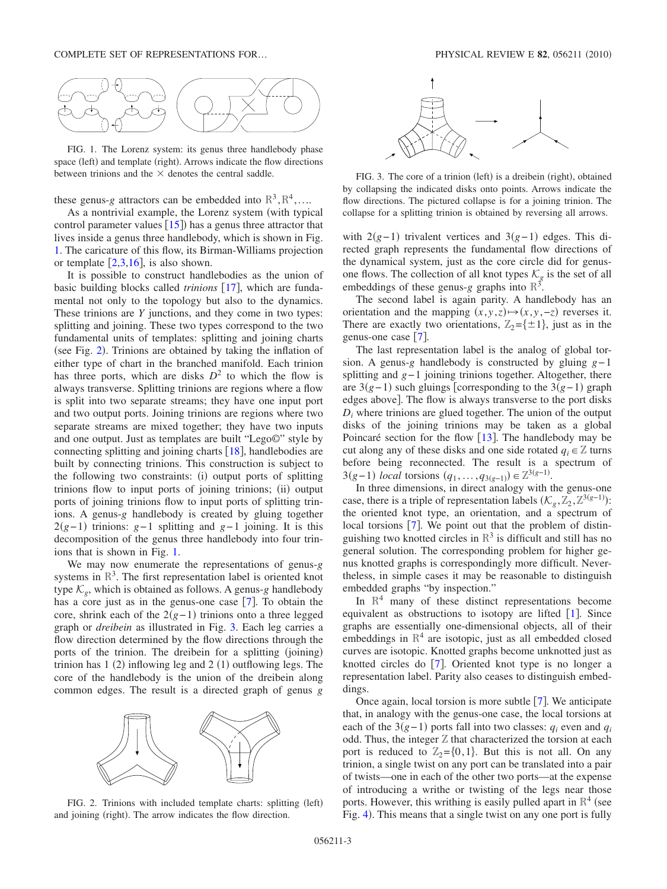FIG. 1. The Lorenz system: its genus three handlebody phase space (left) and template (right). Arrows indicate the flow directions between trinions and the $\times$ denotes the central saddle.

these genus-$g$ attractors can be embedded into $\mathbb{R}^3, \mathbb{R}^4, \ldots$.

As a nontrivial example, the Lorenz system (with typical control parameter values [15]) has a genus three attractor that lives inside a genus three handlebody, which is shown in Fig. 1. The caricature of this flow, its Birman-Williams projection or template [2,3,16], is also shown.

It is possible to construct handlebodies as the union of basic building blocks called *trinions* [17], which are fundamental not only to the topology but also to the dynamics. These trinions are $Y$ junctions, and they come in two types: splitting and joining. These two types correspond to the two fundamental units of templates: splitting and joining charts (see Fig. 2). Trinions are obtained by taking the inflation of either type of chart in the branched manifold. Each trinion has three ports, which are disks $D^2$ to which the flow is always transverse. Splitting trinions are regions where a flow is split into two separate streams; they have one input port and two output ports. Joining trinions are regions where two separate streams are mixed together; they have two inputs and one output. Just as templates are built "Lego©" style by connecting splitting and joining charts [18], handlebodies are built by connecting trinions. This construction is subject to the following two constraints: (i) output ports of splitting trinions flow to input ports of joining trinions; (ii) output ports of joining trinions flow to input ports of splitting trinions. A genus-$g$ handlebody is created by gluing together $2(g-1)$ trinions: $g-1$ splitting and $g-1$ joining. It is this decomposition of the genus three handlebody into four trinions that is shown in Fig. 1.

We may now enumerate the representations of genus-$g$ systems in $\mathbb{R}^3$. The first representation label is oriented knot type $\mathcal{K}_g$, which is obtained as follows. A genus-$g$ handlebody has a core just as in the genus-one case [7]. To obtain the core, shrink each of the $2(g-1)$ trinions onto a three legged graph or *dreibein* as illustrated in Fig. 3. Each leg carries a flow direction determined by the flow directions through the ports of the trinion. The dreibein for a splitting (joining) trinion has 1 (2) inflowing leg and 2 (1) outflowing legs. The core of the handlebody is the union of the dreibein along common edges. The result is a directed graph of genus $g$ with $2(g-1)$ trivalent vertices and $3(g-1)$ edges. This directed graph represents the fundamental flow directions of the dynamical system, just as the core circle did for genus-one flows. The collection of all knot types $\mathcal{K}_g$ is the set of all embeddings of these genus-$g$ graphs into $\mathbb{R}^3$.

FIG. 2. Trinions with included template charts: splitting (left) and joining (right). The arrow indicates the flow direction.

FIG. 3. The core of a trinion (left) is a dreibein (right), obtained by collapsing the indicated disks onto points. Arrows indicate the flow directions. The pictured collapse is for a joining trinion. The collapse for a splitting trinion is obtained by reversing all arrows.

The second label is again parity. A handlebody has an orientation and the mapping $(x,y,z) \mapsto (x,y,-z)$ reverses it. There are exactly two orientations, $\mathbb{Z}_2 = \{\pm 1\}$, just as in the genus-one case [7].

The last representation label is the analog of global torsion. A genus-$g$ handlebody is constructed by gluing $g-1$ splitting and $g-1$ joining trinions together. Altogether, there are $3(g-1)$ such gluings [corresponding to the $3(g-1)$ graph edges above]. The flow is always transverse to the port disks $D_i$ where trinions are glued together. The union of the output disks of the joining trinions may be taken as a global Poincaré section for the flow [13]. The handlebody may be cut along any of these disks and one side rotated $q_i \in \mathbb{Z}$ turns before being reconnected. The result is a spectrum of $3(g-1)$ *local* torsions $(q_1, \ldots, q_{3(g-1)}) \in \mathbb{Z}^{3(g-1)}$.

In three dimensions, in direct analogy with the genus-one case, there is a triple of representation labels $(\mathcal{K}_g, \mathbb{Z}_2, \mathbb{Z}^{3(g-1)})$: the oriented knot type, an orientation, and a spectrum of local torsions [7]. We point out that the problem of distinguishing two knotted circles in $\mathbb{R}^3$ is difficult and still has no general solution. The corresponding problem for higher genus knotted graphs is correspondingly more difficult. Nevertheless, in simple cases it may be reasonable to distinguish embedded graphs "by inspection."

In $\mathbb{R}^4$ many of these distinct representations become equivalent as obstructions to isotopy are lifted [1]. Since graphs are essentially one-dimensional objects, all of their embeddings in $\mathbb{R}^4$ are isotopic, just as all embedded closed curves are isotopic. Knotted graphs become unknotted just as knotted circles do [7]. Oriented knot type is no longer a representation label. Parity also ceases to distinguish embeddings.

Once again, local torsion is more subtle [7]. We anticipate that, in analogy with the genus-one case, the local torsions at each of the $3(g-1)$ ports fall into two classes: $q_i$ even and $q_i$ odd. Thus, the integer $\mathbb{Z}$ that characterized the torsion at each port is reduced to $\mathbb{Z}_2 = \{0,1\}$. But this is not all. On any trinion, a single twist on any port can be translated into a pair of twists—one in each of the other two ports—at the expense of introducing a writhe or twisting of the legs near those ports. However, this writhing is easily pulled apart in $\mathbb{R}^4$ (see Fig. 4). This means that a single twist on any one port is fully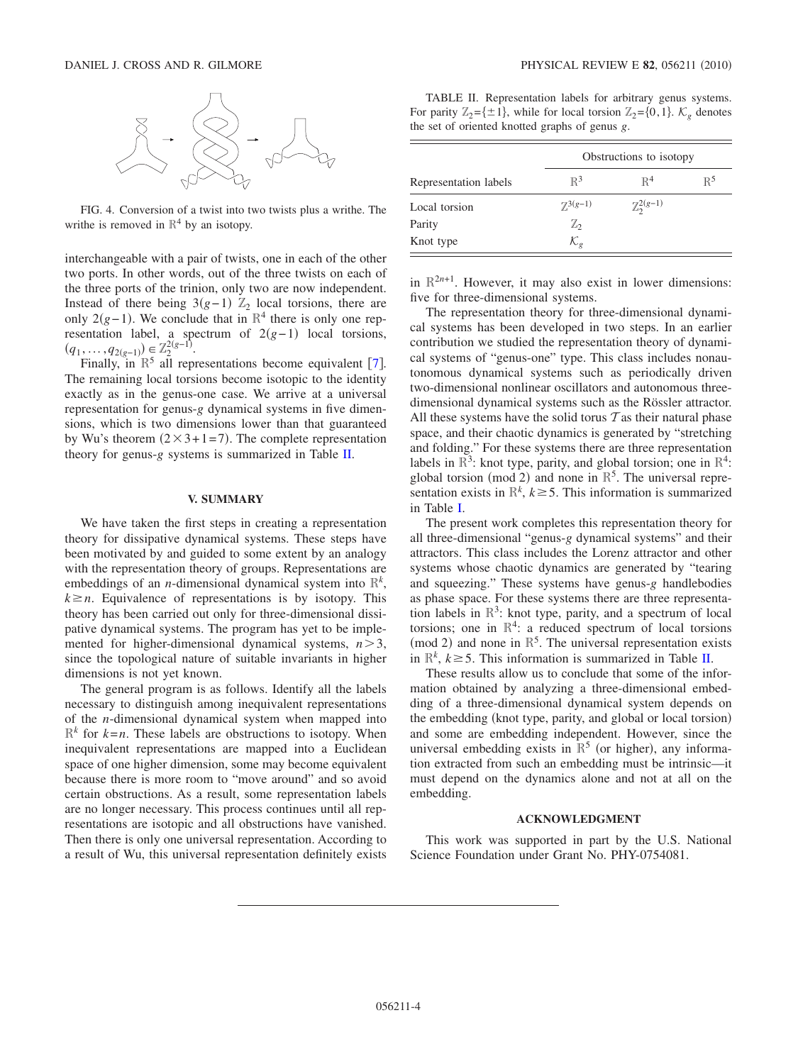FIG. 4. Conversion of a twist into two twists plus a writhe. The writhe is removed in $\mathbb{R}^4$ by an isotopy.

interchangeable with a pair of twists, one in each of the other two ports. In other words, out of the three twists on each of the three ports of the trinion, only two are now independent. Instead of there being $3(g-1)$ $\mathbb{Z}_2$ local torsions, there are only $2(g-1)$. We conclude that in $\mathbb{R}^4$ there is only one representation label, a spectrum of $2(g-1)$ local torsions, $(q_1,\ldots,q_{2(g-1)}) \in \mathbb{Z}_2^{2(g-1)}$.

Finally, in $\mathbb{R}^5$ all representations become equivalent [7]. The remaining local torsions become isotopic to the identity exactly as in the genus-one case. We arrive at a universal representation for genus-$g$ dynamical systems in five dimensions, which is two dimensions lower than that guaranteed by Wu's theorem $(2\times 3+1=7)$. The complete representation theory for genus-$g$ systems is summarized in Table II.

## V. SUMMARY

We have taken the first steps in creating a representation theory for dissipative dynamical systems. These steps have been motivated by and guided to some extent by an analogy with the representation theory of groups. Representations are embeddings of an $n$-dimensional dynamical system into $\mathbb{R}^k$, $k \geq n$. Equivalence of representations is by isotopy. This theory has been carried out only for three-dimensional dissipative dynamical systems. The program has yet to be implemented for higher-dimensional dynamical systems, $n>3$, since the topological nature of suitable invariants in higher dimensions is not yet known.

The general program is as follows. Identify all the labels necessary to distinguish among inequivalent representations of the $n$-dimensional dynamical system when mapped into $\mathbb{R}^k$ for $k=n$. These labels are obstructions to isotopy. When inequivalent representations are mapped into a Euclidean space of one higher dimension, some may become equivalent because there is more room to "move around" and so avoid certain obstructions. As a result, some representation labels are no longer necessary. This process continues until all representations are isotopic and all obstructions have vanished. Then there is only one universal representation. According to a result of Wu, this universal representation definitely exists in $\mathbb{R}^{2n+1}$. However, it may also exist in lower dimensions: five for three-dimensional systems.

TABLE II. Representation labels for arbitrary genus systems. For parity $\mathbb{Z}_2=\{\pm 1\}$, while for local torsion $\mathbb{Z}_2=\{0,1\}$. $\mathcal{K}_g$ denotes the set of oriented knotted graphs of genus $g$.

| | Obstructions to isotopy | | |
|---|---|---|---|
| Representation labels | $\mathbb{R}^3$ | $\mathbb{R}^4$ | $\mathbb{R}^5$ |
| Local torsion | $\mathbb{Z}^{3(g-1)}$ | $\mathbb{Z}_2^{2(g-1)}$ | |
| Parity | $\mathbb{Z}_2$ | | |
| Knot type | $\mathcal{K}_g$ | | |

The representation theory for three-dimensional dynamical systems has been developed in two steps. In an earlier contribution we studied the representation theory of dynamical systems of "genus-one" type. This class includes nonautonomous dynamical systems such as periodically driven two-dimensional nonlinear oscillators and autonomous three-dimensional dynamical systems such as the Rössler attractor. All these systems have the solid torus $\mathcal{T}$ as their natural phase space, and their chaotic dynamics is generated by "stretching and folding." For these systems there are three representation labels in $\mathbb{R}^3$: knot type, parity, and global torsion; one in $\mathbb{R}^4$: global torsion (mod 2) and none in $\mathbb{R}^5$. The universal representation exists in $\mathbb{R}^k$, $k \geq 5$. This information is summarized in Table I.

The present work completes this representation theory for all three-dimensional "genus-$g$ dynamical systems" and their attractors. This class includes the Lorenz attractor and other systems whose chaotic dynamics are generated by "tearing and squeezing." These systems have genus-$g$ handlebodies as phase space. For these systems there are three representation labels in $\mathbb{R}^3$: knot type, parity, and a spectrum of local torsions; one in $\mathbb{R}^4$: a reduced spectrum of local torsions (mod 2) and none in $\mathbb{R}^5$. The universal representation exists in $\mathbb{R}^k$, $k \geq 5$. This information is summarized in Table II.

These results allow us to conclude that some of the information obtained by analyzing a three-dimensional embedding of a three-dimensional dynamical system depends on the embedding (knot type, parity, and global or local torsion) and some are embedding independent. However, since the universal embedding exists in $\mathbb{R}^5$ (or higher), any information extracted from such an embedding must be intrinsic—it must depend on the dynamics alone and not at all on the embedding.

## ACKNOWLEDGMENT

This work was supported in part by the U.S. National Science Foundation under Grant No. PHY-0754081.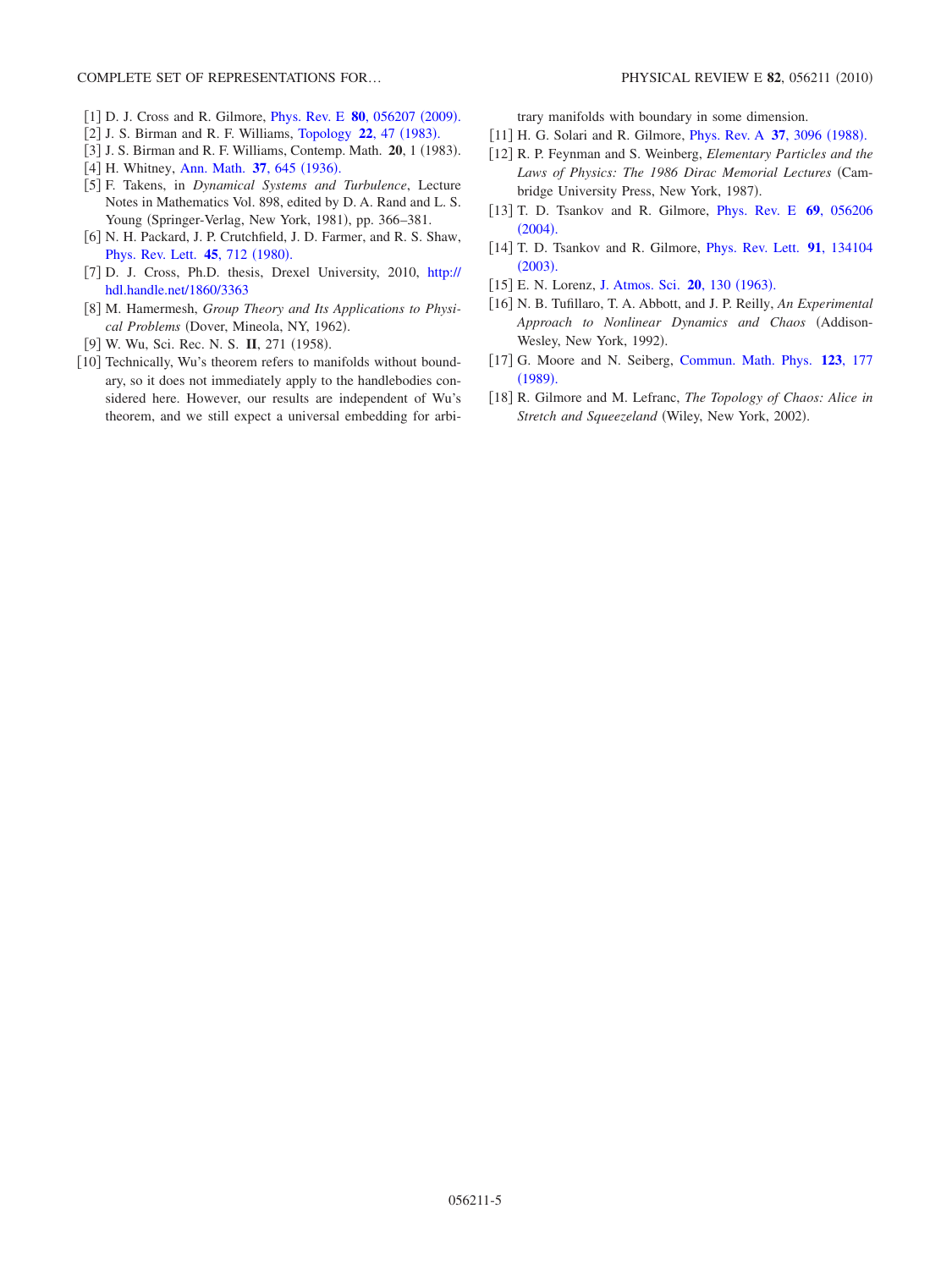[1] D. J. Cross and R. Gilmore, Phys. Rev. E **80**, 056207 (2009).

[2] J. S. Birman and R. F. Williams, Topology **22**, 47 (1983).

[3] J. S. Birman and R. F. Williams, Contemp. Math. **20**, 1 (1983).

[4] H. Whitney, Ann. Math. **37**, 645 (1936).

[5] F. Takens, in *Dynamical Systems and Turbulence*, Lecture Notes in Mathematics Vol. 898, edited by D. A. Rand and L. S. Young (Springer-Verlag, New York, 1981), pp. 366–381.

[6] N. H. Packard, J. P. Crutchfield, J. D. Farmer, and R. S. Shaw, Phys. Rev. Lett. **45**, 712 (1980).

[7] D. J. Cross, Ph.D. thesis, Drexel University, 2010, http://hdl.handle.net/1860/3363

[8] M. Hamermesh, *Group Theory and Its Applications to Physical Problems* (Dover, Mineola, NY, 1962).

[9] W. Wu, Sci. Rec. N. S. **II**, 271 (1958).

[10] Technically, Wu's theorem refers to manifolds without boundary, so it does not immediately apply to the handlebodies considered here. However, our results are independent of Wu's theorem, and we still expect a universal embedding for arbitrary manifolds with boundary in some dimension.

[11] H. G. Solari and R. Gilmore, Phys. Rev. A **37**, 3096 (1988).

[12] R. P. Feynman and S. Weinberg, *Elementary Particles and the Laws of Physics: The 1986 Dirac Memorial Lectures* (Cambridge University Press, New York, 1987).

[13] T. D. Tsankov and R. Gilmore, Phys. Rev. E **69**, 056206 (2004).

[14] T. D. Tsankov and R. Gilmore, Phys. Rev. Lett. **91**, 134104 (2003).

[15] E. N. Lorenz, J. Atmos. Sci. **20**, 130 (1963).

[16] N. B. Tufillaro, T. A. Abbott, and J. P. Reilly, *An Experimental Approach to Nonlinear Dynamics and Chaos* (Addison-Wesley, New York, 1992).

[17] G. Moore and N. Seiberg, Commun. Math. Phys. **123**, 177 (1989).

[18] R. Gilmore and M. Lefranc, *The Topology of Chaos: Alice in Stretch and Squeezeland* (Wiley, New York, 2002).